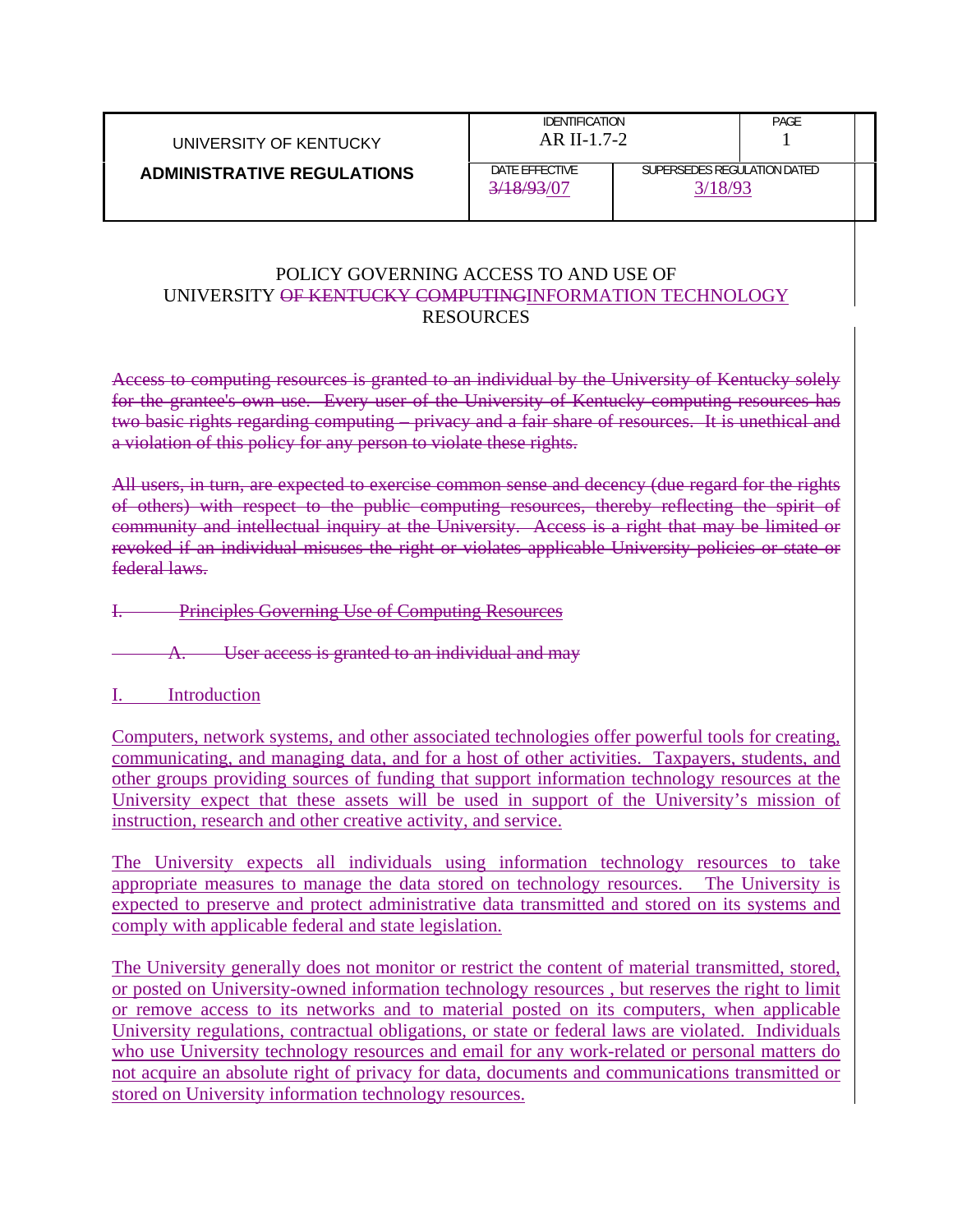| UNIVERSITY OF KENTUCKY | IDENTIFICATION AR II-1.7-2 | | PAGE 1 |
|---|---|---|---|
| **ADMINISTRATIVE REGULATIONS** | DATE EFFECTIVE ~~3/18/93~~/07 | SUPERSEDES REGULATION DATED 3/18/93 | |

POLICY GOVERNING ACCESS TO AND USE OF
UNIVERSITY ~~OF KENTUCKY COMPUTING~~INFORMATION TECHNOLOGY
RESOURCES

~~Access to computing resources is granted to an individual by the University of Kentucky solely for the grantee's own use. Every user of the University of Kentucky computing resources has two basic rights regarding computing – privacy and a fair share of resources. It is unethical and a violation of this policy for any person to violate these rights.~~

~~All users, in turn, are expected to exercise common sense and decency (due regard for the rights of others) with respect to the public computing resources, thereby reflecting the spirit of community and intellectual inquiry at the University. Access is a right that may be limited or revoked if an individual misuses the right or violates applicable University policies or state or federal laws.~~

~~I. Principles Governing Use of Computing Resources~~

~~A. User access is granted to an individual and may~~

I. Introduction

Computers, network systems, and other associated technologies offer powerful tools for creating, communicating, and managing data, and for a host of other activities. Taxpayers, students, and other groups providing sources of funding that support information technology resources at the University expect that these assets will be used in support of the University's mission of instruction, research and other creative activity, and service.

The University expects all individuals using information technology resources to take appropriate measures to manage the data stored on technology resources. The University is expected to preserve and protect administrative data transmitted and stored on its systems and comply with applicable federal and state legislation.

The University generally does not monitor or restrict the content of material transmitted, stored, or posted on University-owned information technology resources , but reserves the right to limit or remove access to its networks and to material posted on its computers, when applicable University regulations, contractual obligations, or state or federal laws are violated. Individuals who use University technology resources and email for any work-related or personal matters do not acquire an absolute right of privacy for data, documents and communications transmitted or stored on University information technology resources.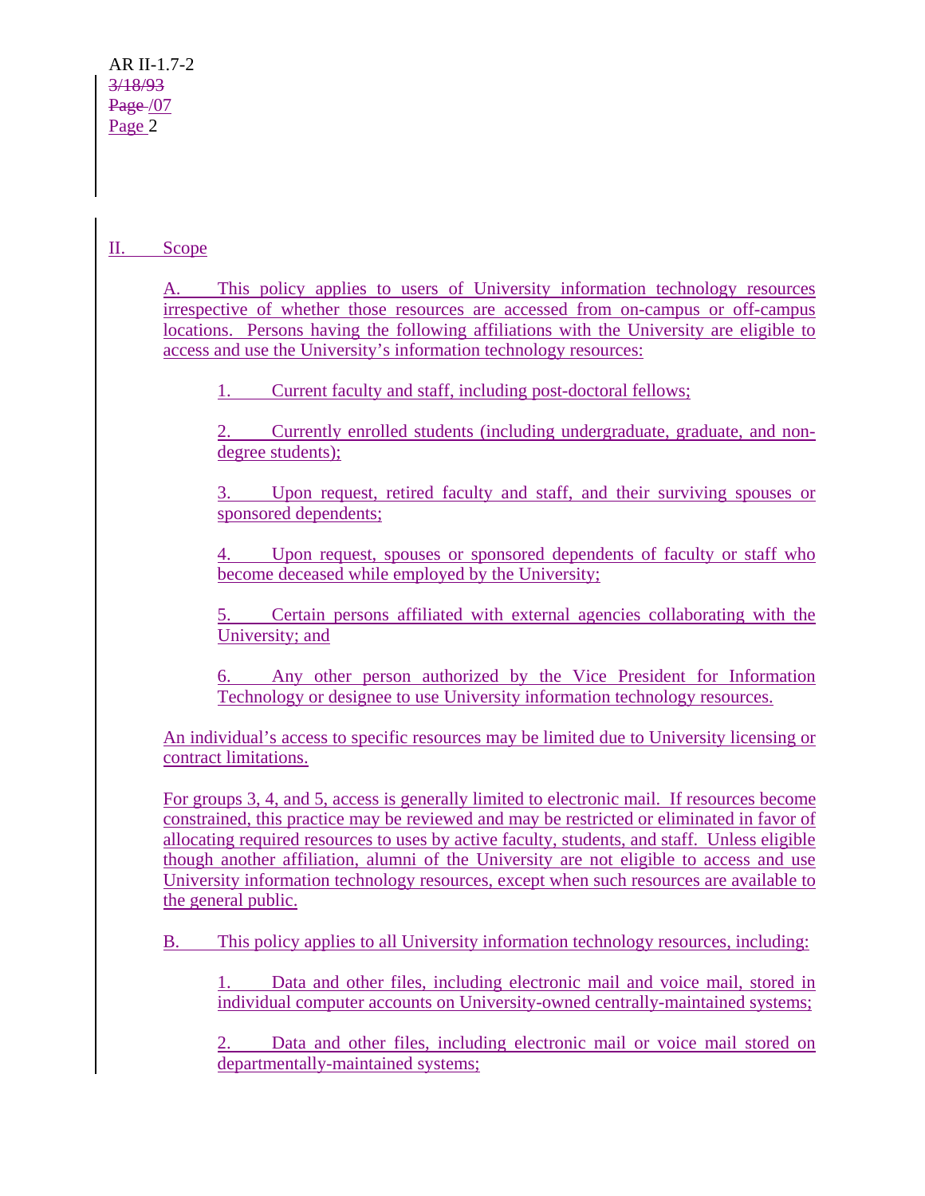## II. Scope

A. This policy applies to users of University information technology resources irrespective of whether those resources are accessed from on-campus or off-campus locations. Persons having the following affiliations with the University are eligible to access and use the University's information technology resources:

1. Current faculty and staff, including post-doctoral fellows;

2. Currently enrolled students (including undergraduate, graduate, and non-degree students);

3. Upon request, retired faculty and staff, and their surviving spouses or sponsored dependents;

4. Upon request, spouses or sponsored dependents of faculty or staff who become deceased while employed by the University;

5. Certain persons affiliated with external agencies collaborating with the University; and

6. Any other person authorized by the Vice President for Information Technology or designee to use University information technology resources.

An individual's access to specific resources may be limited due to University licensing or contract limitations.

For groups 3, 4, and 5, access is generally limited to electronic mail. If resources become constrained, this practice may be reviewed and may be restricted or eliminated in favor of allocating required resources to uses by active faculty, students, and staff. Unless eligible though another affiliation, alumni of the University are not eligible to access and use University information technology resources, except when such resources are available to the general public.

B. This policy applies to all University information technology resources, including:

1. Data and other files, including electronic mail and voice mail, stored in individual computer accounts on University-owned centrally-maintained systems;

2. Data and other files, including electronic mail or voice mail stored on departmentally-maintained systems;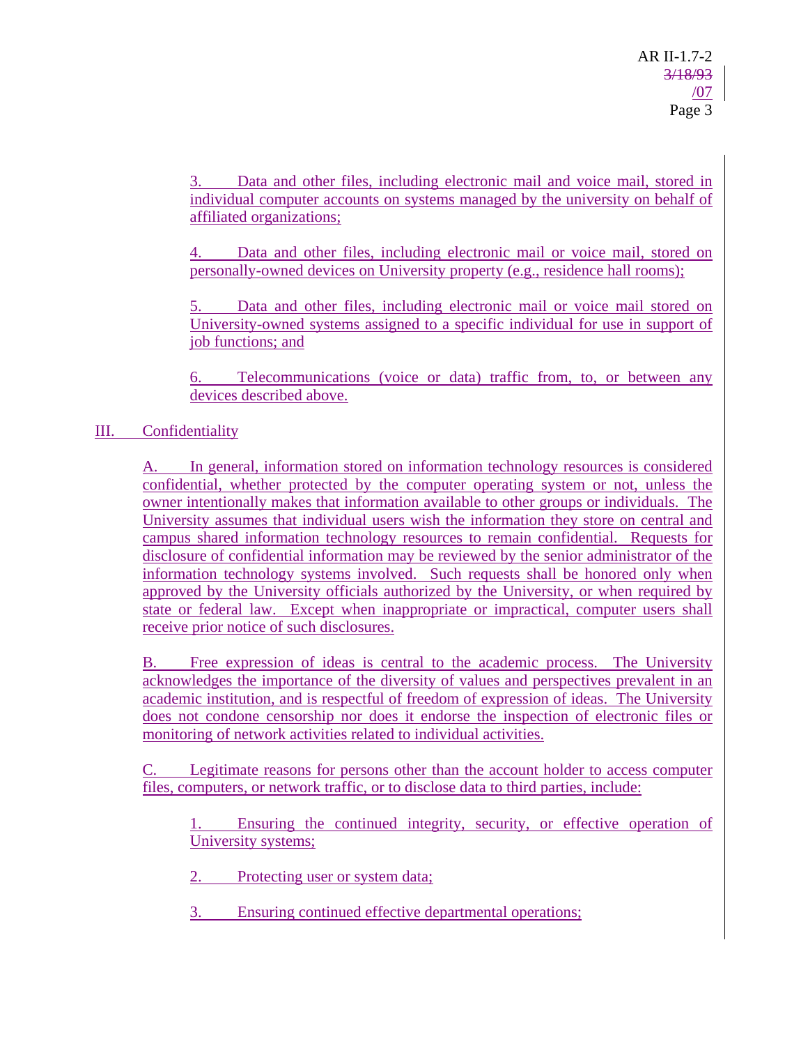3. Data and other files, including electronic mail and voice mail, stored in individual computer accounts on systems managed by the university on behalf of affiliated organizations;

4. Data and other files, including electronic mail or voice mail, stored on personally-owned devices on University property (e.g., residence hall rooms);

5. Data and other files, including electronic mail or voice mail stored on University-owned systems assigned to a specific individual for use in support of job functions; and

6. Telecommunications (voice or data) traffic from, to, or between any devices described above.

## III. Confidentiality

A. In general, information stored on information technology resources is considered confidential, whether protected by the computer operating system or not, unless the owner intentionally makes that information available to other groups or individuals. The University assumes that individual users wish the information they store on central and campus shared information technology resources to remain confidential. Requests for disclosure of confidential information may be reviewed by the senior administrator of the information technology systems involved. Such requests shall be honored only when approved by the University officials authorized by the University, or when required by state or federal law. Except when inappropriate or impractical, computer users shall receive prior notice of such disclosures.

B. Free expression of ideas is central to the academic process. The University acknowledges the importance of the diversity of values and perspectives prevalent in an academic institution, and is respectful of freedom of expression of ideas. The University does not condone censorship nor does it endorse the inspection of electronic files or monitoring of network activities related to individual activities.

C. Legitimate reasons for persons other than the account holder to access computer files, computers, or network traffic, or to disclose data to third parties, include:

1. Ensuring the continued integrity, security, or effective operation of University systems;

2. Protecting user or system data;

3. Ensuring continued effective departmental operations;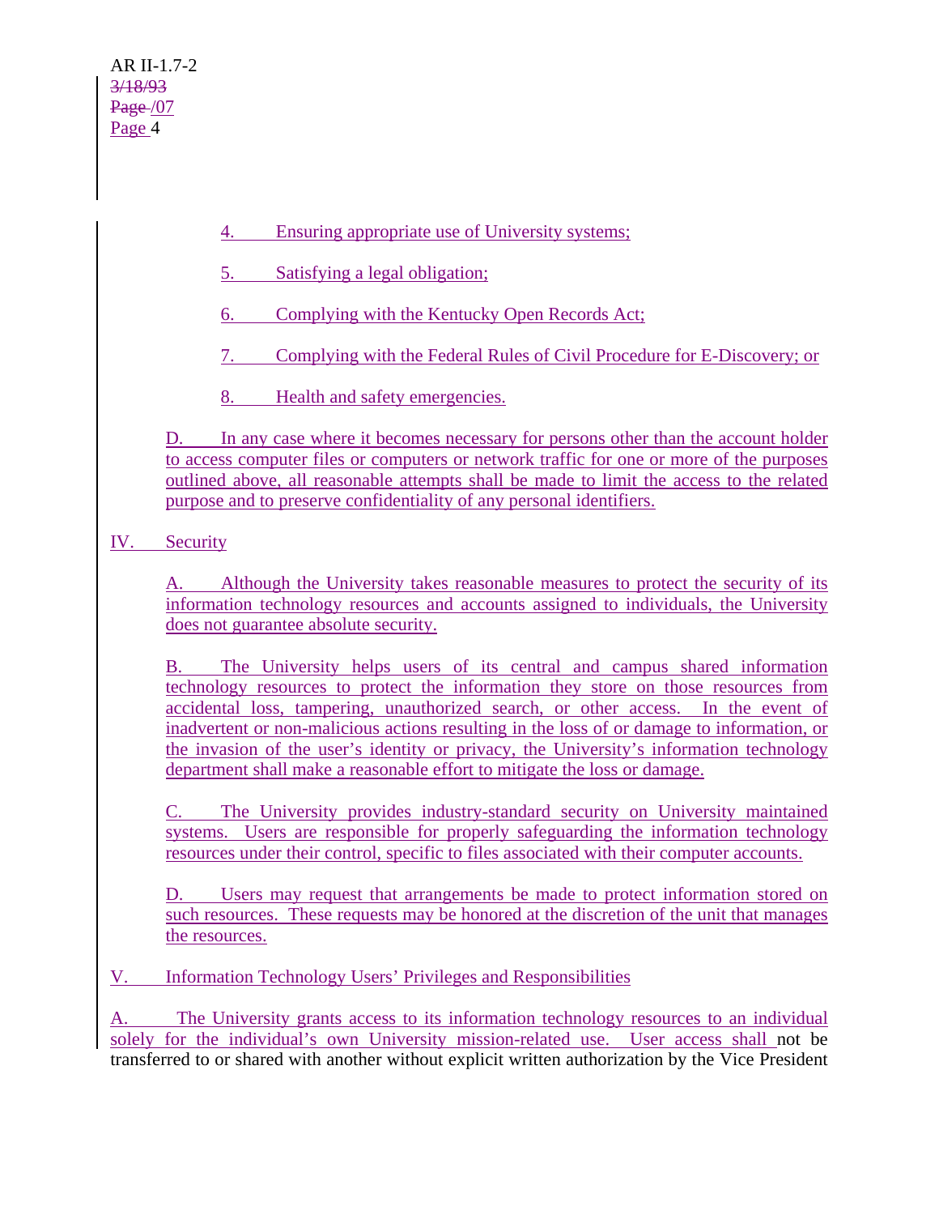4. Ensuring appropriate use of University systems;

5. Satisfying a legal obligation;

6. Complying with the Kentucky Open Records Act;

7. Complying with the Federal Rules of Civil Procedure for E-Discovery; or

8. Health and safety emergencies.

D. In any case where it becomes necessary for persons other than the account holder to access computer files or computers or network traffic for one or more of the purposes outlined above, all reasonable attempts shall be made to limit the access to the related purpose and to preserve confidentiality of any personal identifiers.

## IV. Security

A. Although the University takes reasonable measures to protect the security of its information technology resources and accounts assigned to individuals, the University does not guarantee absolute security.

B. The University helps users of its central and campus shared information technology resources to protect the information they store on those resources from accidental loss, tampering, unauthorized search, or other access. In the event of inadvertent or non-malicious actions resulting in the loss of or damage to information, or the invasion of the user's identity or privacy, the University's information technology department shall make a reasonable effort to mitigate the loss or damage.

C. The University provides industry-standard security on University maintained systems. Users are responsible for properly safeguarding the information technology resources under their control, specific to files associated with their computer accounts.

D. Users may request that arrangements be made to protect information stored on such resources. These requests may be honored at the discretion of the unit that manages the resources.

## V. Information Technology Users' Privileges and Responsibilities

A. The University grants access to its information technology resources to an individual solely for the individual's own University mission-related use. User access shall not be transferred to or shared with another without explicit written authorization by the Vice President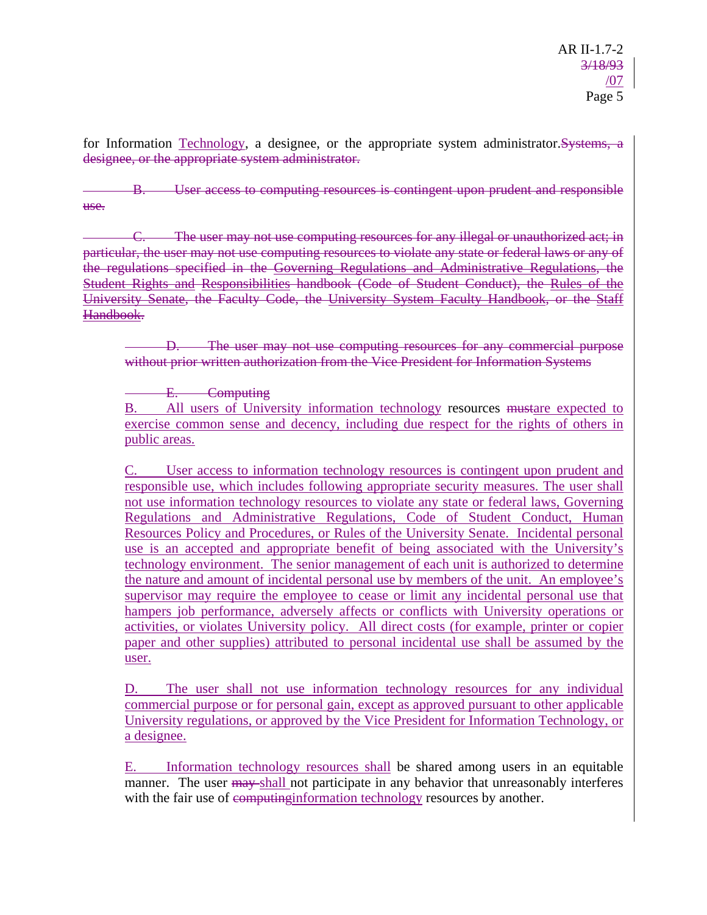for Information ~~Systems, a designee, or the appropriate system administrator.~~ Technology, a designee, or the appropriate system administrator.

~~B. User access to computing resources is contingent upon prudent and responsible use.~~

~~C. The user may not use computing resources for any illegal or unauthorized act; in particular, the user may not use computing resources to violate any state or federal laws or any of the regulations specified in the Governing Regulations and Administrative Regulations, the Student Rights and Responsibilities handbook (Code of Student Conduct), the Rules of the University Senate, the Faculty Code, the University System Faculty Handbook, or the Staff Handbook.~~

~~D. The user may not use computing resources for any commercial purpose without prior written authorization from the Vice President for Information Systems~~

~~E. Computing~~

B. All users of University information technology resources ~~must~~are expected to exercise common sense and decency, including due respect for the rights of others in public areas.

C. User access to information technology resources is contingent upon prudent and responsible use, which includes following appropriate security measures. The user shall not use information technology resources to violate any state or federal laws, Governing Regulations and Administrative Regulations, Code of Student Conduct, Human Resources Policy and Procedures, or Rules of the University Senate. Incidental personal use is an accepted and appropriate benefit of being associated with the University's technology environment. The senior management of each unit is authorized to determine the nature and amount of incidental personal use by members of the unit. An employee's supervisor may require the employee to cease or limit any incidental personal use that hampers job performance, adversely affects or conflicts with University operations or activities, or violates University policy. All direct costs (for example, printer or copier paper and other supplies) attributed to personal incidental use shall be assumed by the user.

D. The user shall not use information technology resources for any individual commercial purpose or for personal gain, except as approved pursuant to other applicable University regulations, or approved by the Vice President for Information Technology, or a designee.

E. Information technology resources shall be shared among users in an equitable manner. The user ~~may~~ shall not participate in any behavior that unreasonably interferes with the fair use of ~~computing~~information technology resources by another.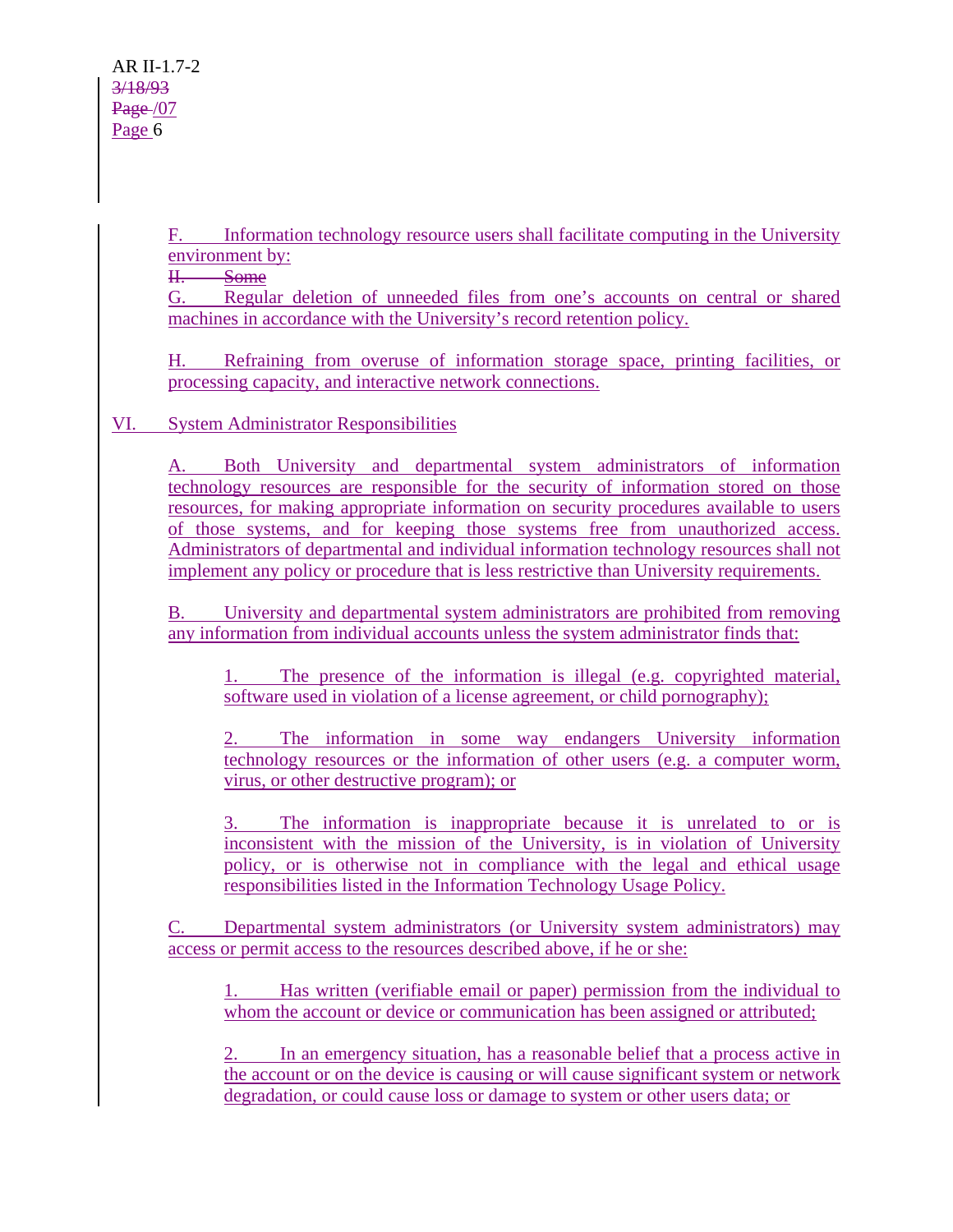F. Information technology resource users shall facilitate computing in the University environment by:

~~H. Some~~

G. Regular deletion of unneeded files from one's accounts on central or shared machines in accordance with the University's record retention policy.

H. Refraining from overuse of information storage space, printing facilities, or processing capacity, and interactive network connections.

## VI. System Administrator Responsibilities

A. Both University and departmental system administrators of information technology resources are responsible for the security of information stored on those resources, for making appropriate information on security procedures available to users of those systems, and for keeping those systems free from unauthorized access. Administrators of departmental and individual information technology resources shall not implement any policy or procedure that is less restrictive than University requirements.

B. University and departmental system administrators are prohibited from removing any information from individual accounts unless the system administrator finds that:

1. The presence of the information is illegal (e.g. copyrighted material, software used in violation of a license agreement, or child pornography);

2. The information in some way endangers University information technology resources or the information of other users (e.g. a computer worm, virus, or other destructive program); or

3. The information is inappropriate because it is unrelated to or is inconsistent with the mission of the University, is in violation of University policy, or is otherwise not in compliance with the legal and ethical usage responsibilities listed in the Information Technology Usage Policy.

C. Departmental system administrators (or University system administrators) may access or permit access to the resources described above, if he or she:

1. Has written (verifiable email or paper) permission from the individual to whom the account or device or communication has been assigned or attributed;

2. In an emergency situation, has a reasonable belief that a process active in the account or on the device is causing or will cause significant system or network degradation, or could cause loss or damage to system or other users data; or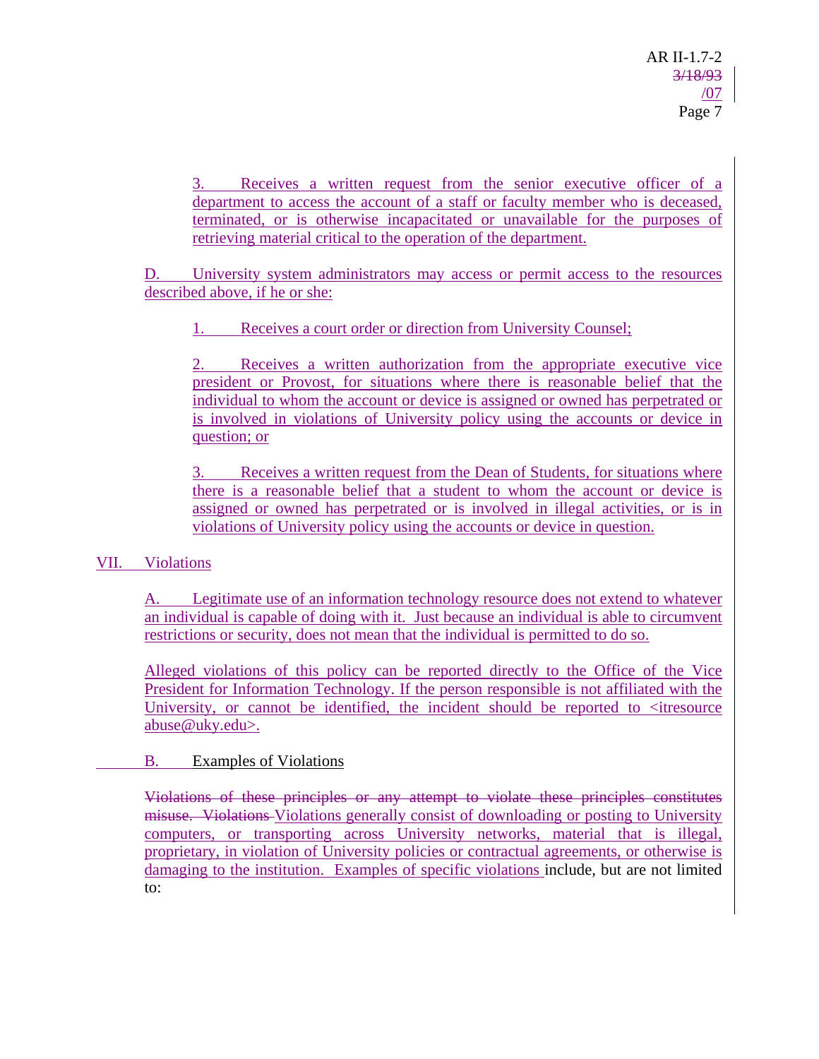3. Receives a written request from the senior executive officer of a department to access the account of a staff or faculty member who is deceased, terminated, or is otherwise incapacitated or unavailable for the purposes of retrieving material critical to the operation of the department.

D. University system administrators may access or permit access to the resources described above, if he or she:

1. Receives a court order or direction from University Counsel;

2. Receives a written authorization from the appropriate executive vice president or Provost, for situations where there is reasonable belief that the individual to whom the account or device is assigned or owned has perpetrated or is involved in violations of University policy using the accounts or device in question; or

3. Receives a written request from the Dean of Students, for situations where there is a reasonable belief that a student to whom the account or device is assigned or owned has perpetrated or is involved in illegal activities, or is in violations of University policy using the accounts or device in question.

## VII. Violations

A. Legitimate use of an information technology resource does not extend to whatever an individual is capable of doing with it. Just because an individual is able to circumvent restrictions or security, does not mean that the individual is permitted to do so.

Alleged violations of this policy can be reported directly to the Office of the Vice President for Information Technology. If the person responsible is not affiliated with the University, or cannot be identified, the incident should be reported to <itresource abuse@uky.edu>.

B. Examples of Violations

~~Violations of these principles or any attempt to violate these principles constitutes misuse. Violations~~ Violations generally consist of downloading or posting to University computers, or transporting across University networks, material that is illegal, proprietary, in violation of University policies or contractual agreements, or otherwise is damaging to the institution. Examples of specific violations include, but are not limited to: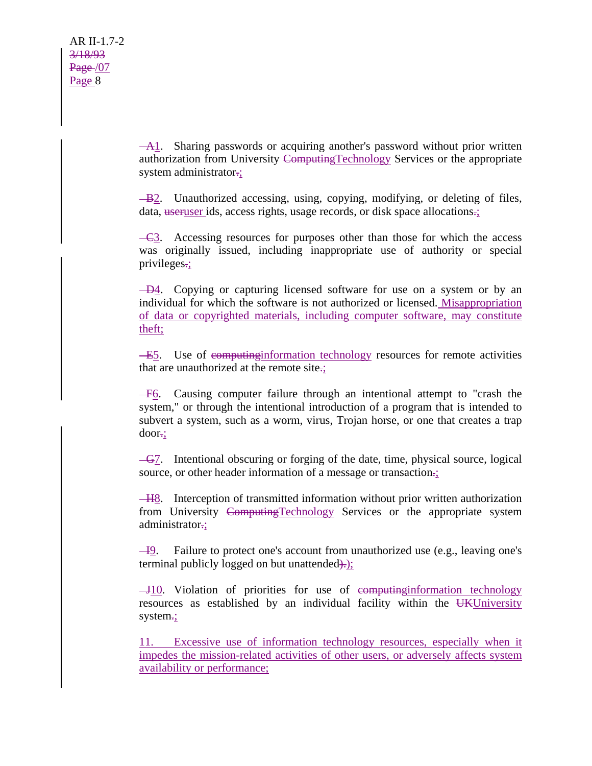1. Sharing passwords or acquiring another's password without prior written authorization from University Technology Services or the appropriate system administrator;

2. Unauthorized accessing, using, copying, modifying, or deleting of files, data, user ids, access rights, usage records, or disk space allocations;

3. Accessing resources for purposes other than those for which the access was originally issued, including inappropriate use of authority or special privileges;

4. Copying or capturing licensed software for use on a system or by an individual for which the software is not authorized or licensed. Misappropriation of data or copyrighted materials, including computer software, may constitute theft;

5. Use of information technology resources for remote activities that are unauthorized at the remote site;

6. Causing computer failure through an intentional attempt to "crash the system," or through the intentional introduction of a program that is intended to subvert a system, such as a worm, virus, Trojan horse, or one that creates a trap door;

7. Intentional obscuring or forging of the date, time, physical source, logical source, or other header information of a message or transaction;

8. Interception of transmitted information without prior written authorization from University Technology Services or the appropriate system administrator;

9. Failure to protect one's account from unauthorized use (e.g., leaving one's terminal publicly logged on but unattended);

10. Violation of priorities for use of information technology resources as established by an individual facility within the University system;

11. Excessive use of information technology resources, especially when it impedes the mission-related activities of other users, or adversely affects system availability or performance;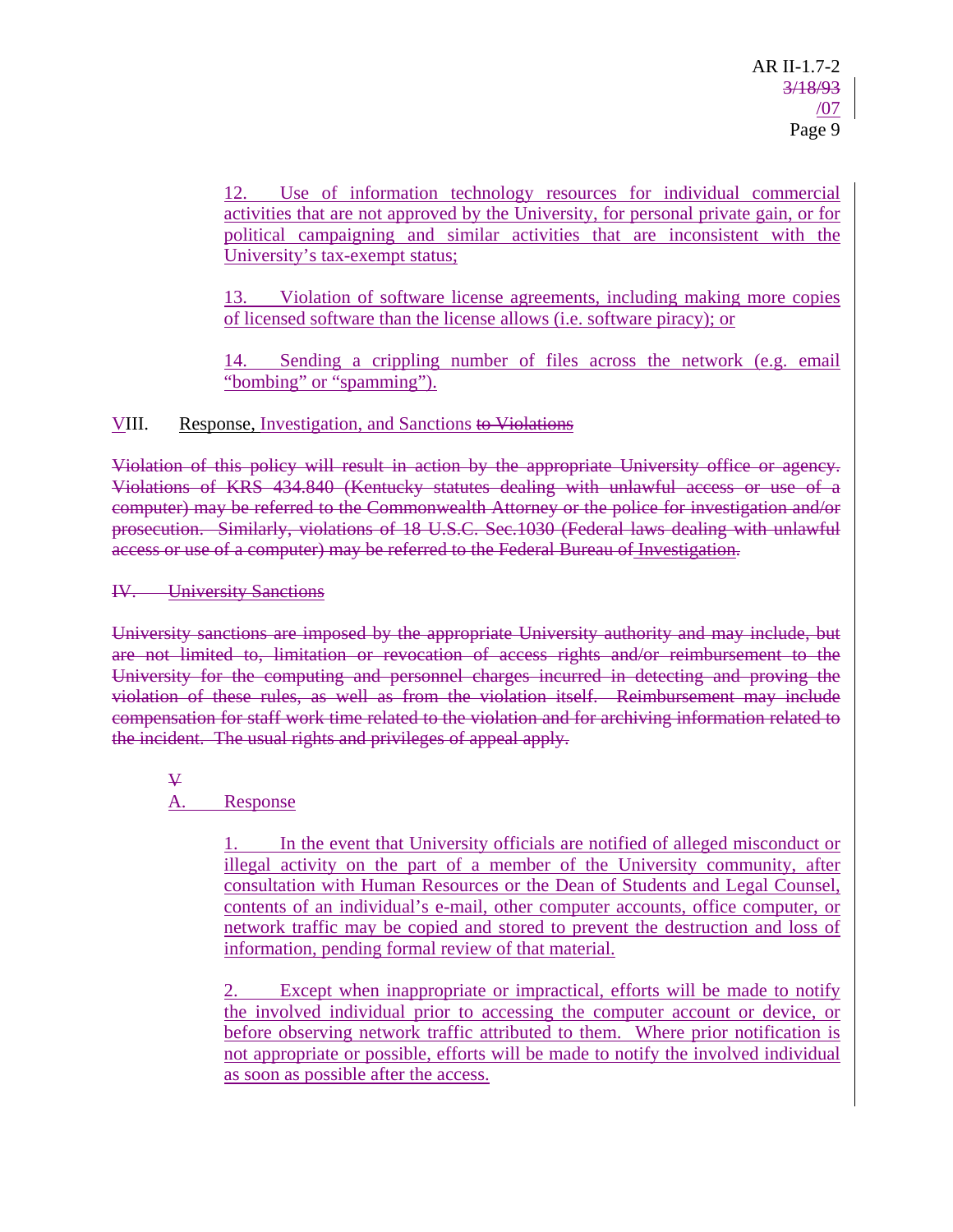12. Use of information technology resources for individual commercial activities that are not approved by the University, for personal private gain, or for political campaigning and similar activities that are inconsistent with the University's tax-exempt status;

13. Violation of software license agreements, including making more copies of licensed software than the license allows (i.e. software piracy); or

14. Sending a crippling number of files across the network (e.g. email "bombing" or "spamming").

## VIII. Response, Investigation, and Sanctions ~~to Violations~~

~~Violation of this policy will result in action by the appropriate University office or agency. Violations of KRS 434.840 (Kentucky statutes dealing with unlawful access or use of a computer) may be referred to the Commonwealth Attorney or the police for investigation and/or prosecution. Similarly, violations of 18 U.S.C. Sec.1030 (Federal laws dealing with unlawful access or use of a computer) may be referred to the Federal Bureau of~~ Investigation~~.~~

~~IV. University Sanctions~~

~~University sanctions are imposed by the appropriate University authority and may include, but are not limited to, limitation or revocation of access rights and/or reimbursement to the University for the computing and personnel charges incurred in detecting and proving the violation of these rules, as well as from the violation itself. Reimbursement may include compensation for staff work time related to the violation and for archiving information related to the incident. The usual rights and privileges of appeal apply.~~

~~V~~

### A. Response

1. In the event that University officials are notified of alleged misconduct or illegal activity on the part of a member of the University community, after consultation with Human Resources or the Dean of Students and Legal Counsel, contents of an individual's e-mail, other computer accounts, office computer, or network traffic may be copied and stored to prevent the destruction and loss of information, pending formal review of that material.

2. Except when inappropriate or impractical, efforts will be made to notify the involved individual prior to accessing the computer account or device, or before observing network traffic attributed to them. Where prior notification is not appropriate or possible, efforts will be made to notify the involved individual as soon as possible after the access.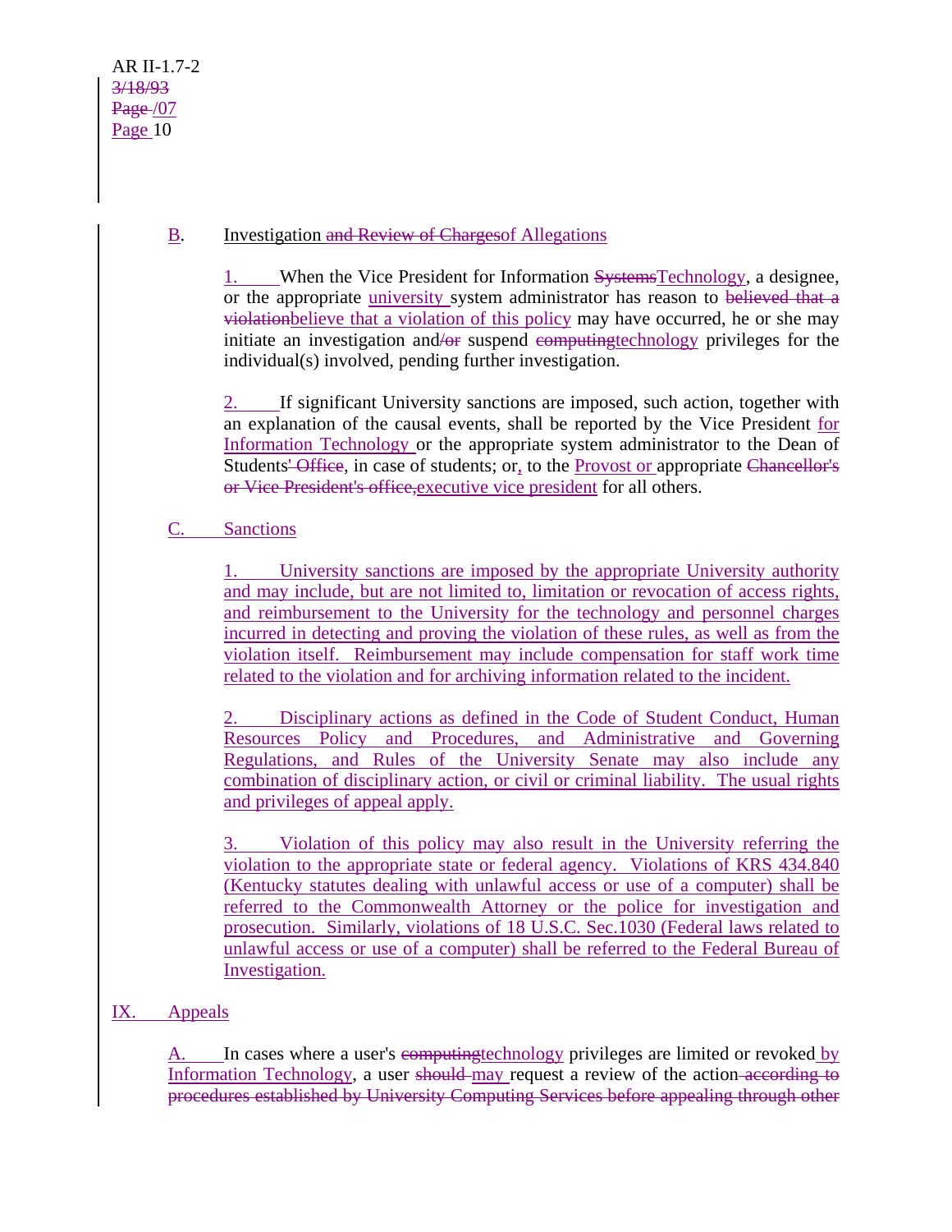B. Investigation ~~and Review of Charges~~of Allegations

1. When the Vice President for Information ~~Systems~~Technology, a designee, or the appropriate university system administrator has reason to ~~believed that a violation~~believe that a violation of this policy may have occurred, he or she may initiate an investigation and~~/or~~ suspend ~~computing~~technology privileges for the individual(s) involved, pending further investigation.

2. If significant University sanctions are imposed, such action, together with an explanation of the causal events, shall be reported by the Vice President for Information Technology or the appropriate system administrator to the Dean of Students~~' Office~~, in case of students; or, to the Provost or appropriate ~~Chancellor's or Vice President's office,~~executive vice president for all others.

C. Sanctions

1. University sanctions are imposed by the appropriate University authority and may include, but are not limited to, limitation or revocation of access rights, and reimbursement to the University for the technology and personnel charges incurred in detecting and proving the violation of these rules, as well as from the violation itself. Reimbursement may include compensation for staff work time related to the violation and for archiving information related to the incident.

2. Disciplinary actions as defined in the Code of Student Conduct, Human Resources Policy and Procedures, and Administrative and Governing Regulations, and Rules of the University Senate may also include any combination of disciplinary action, or civil or criminal liability. The usual rights and privileges of appeal apply.

3. Violation of this policy may also result in the University referring the violation to the appropriate state or federal agency. Violations of KRS 434.840 (Kentucky statutes dealing with unlawful access or use of a computer) shall be referred to the Commonwealth Attorney or the police for investigation and prosecution. Similarly, violations of 18 U.S.C. Sec.1030 (Federal laws related to unlawful access or use of a computer) shall be referred to the Federal Bureau of Investigation.

IX. Appeals

A. In cases where a user's ~~computing~~technology privileges are limited or revoked by Information Technology, a user ~~should~~ may request a review of the action ~~according to procedures established by University Computing Services before appealing through other~~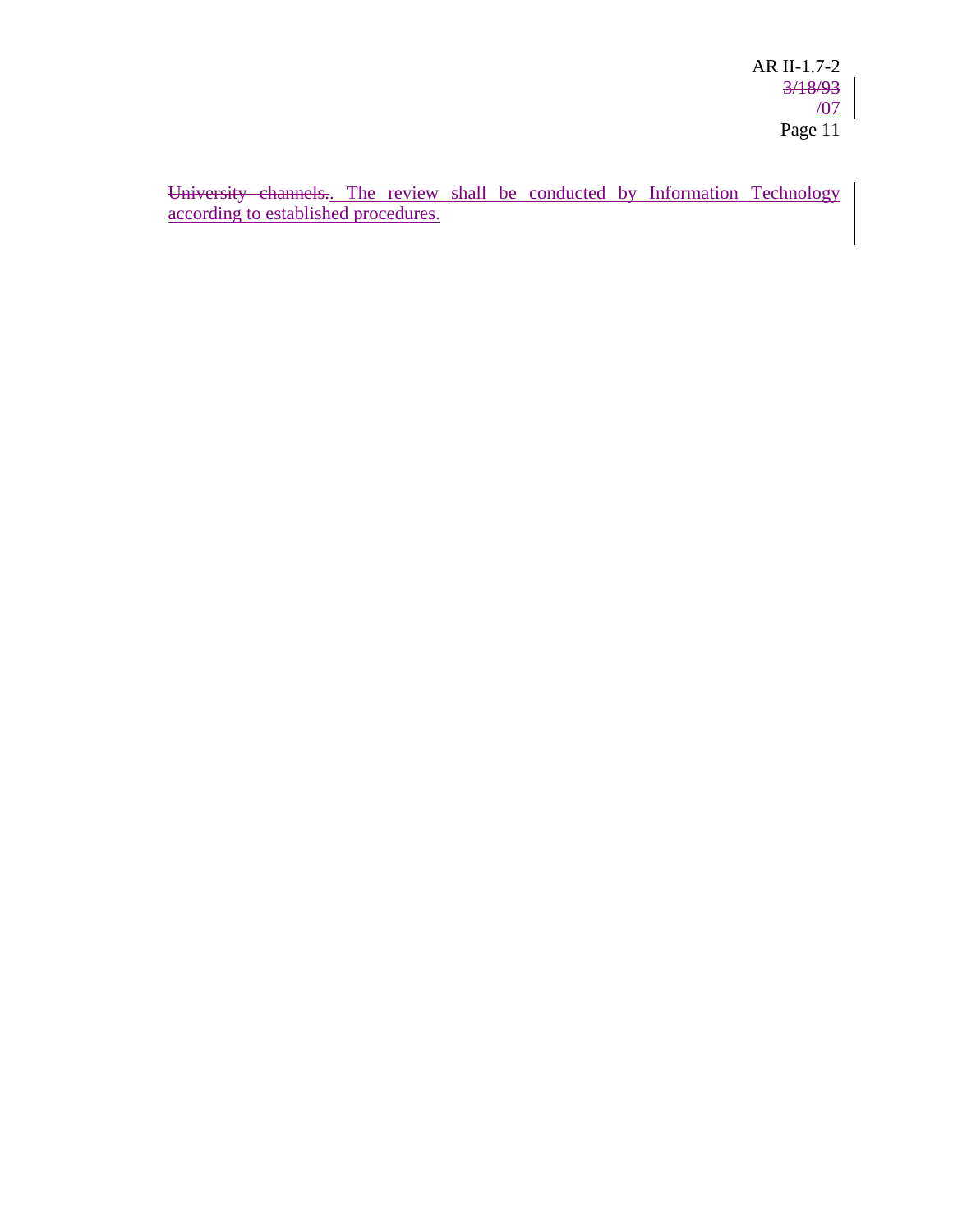~~University channels.~~. The review shall be conducted by Information Technology according to established procedures.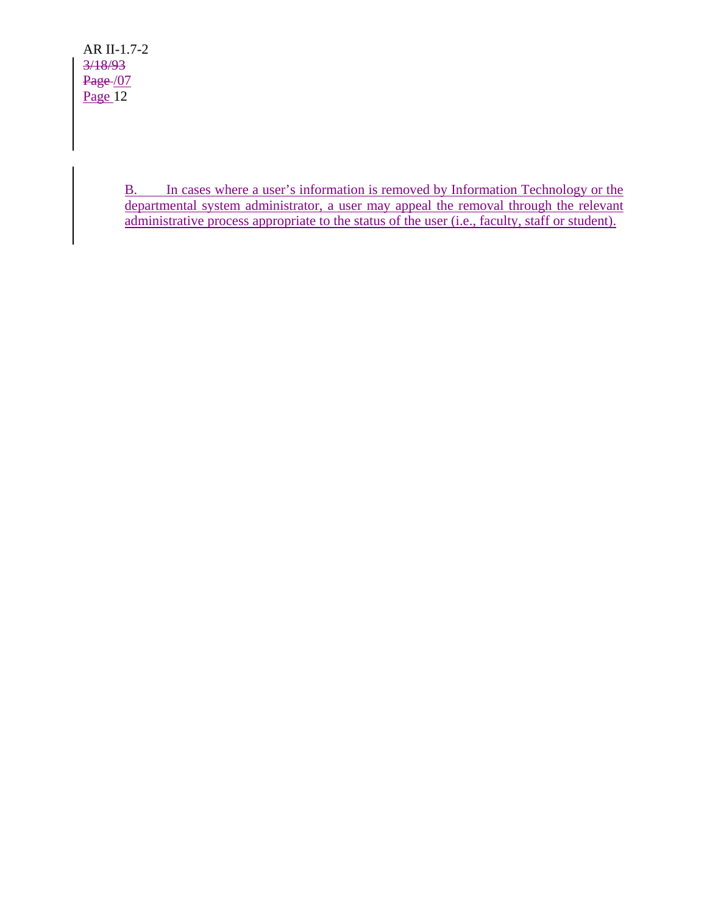B. In cases where a user's information is removed by Information Technology or the departmental system administrator, a user may appeal the removal through the relevant administrative process appropriate to the status of the user (i.e., faculty, staff or student).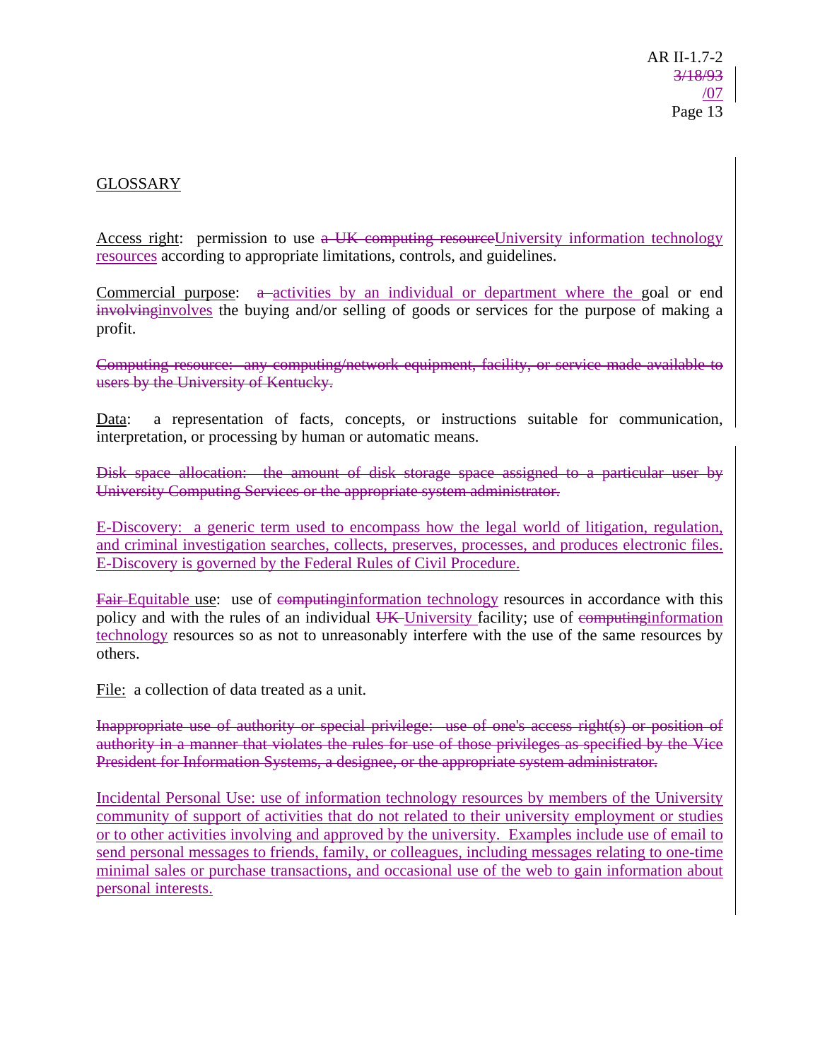## GLOSSARY

Access right: permission to use ~~a UK computing resource~~University information technology resources according to appropriate limitations, controls, and guidelines.

Commercial purpose: ~~a~~ activities by an individual or department where the goal or end ~~involving~~involves the buying and/or selling of goods or services for the purpose of making a profit.

~~Computing resource: any computing/network equipment, facility, or service made available to users by the University of Kentucky.~~

Data: a representation of facts, concepts, or instructions suitable for communication, interpretation, or processing by human or automatic means.

~~Disk space allocation: the amount of disk storage space assigned to a particular user by University Computing Services or the appropriate system administrator.~~

E-Discovery: a generic term used to encompass how the legal world of litigation, regulation, and criminal investigation searches, collects, preserves, processes, and produces electronic files. E-Discovery is governed by the Federal Rules of Civil Procedure.

~~Fair~~ Equitable use: use of ~~computing~~information technology resources in accordance with this policy and with the rules of an individual ~~UK~~ University facility; use of ~~computing~~information technology resources so as not to unreasonably interfere with the use of the same resources by others.

File: a collection of data treated as a unit.

~~Inappropriate use of authority or special privilege: use of one's access right(s) or position of authority in a manner that violates the rules for use of those privileges as specified by the Vice President for Information Systems, a designee, or the appropriate system administrator.~~

Incidental Personal Use: use of information technology resources by members of the University community of support of activities that do not related to their university employment or studies or to other activities involving and approved by the university. Examples include use of email to send personal messages to friends, family, or colleagues, including messages relating to one-time minimal sales or purchase transactions, and occasional use of the web to gain information about personal interests.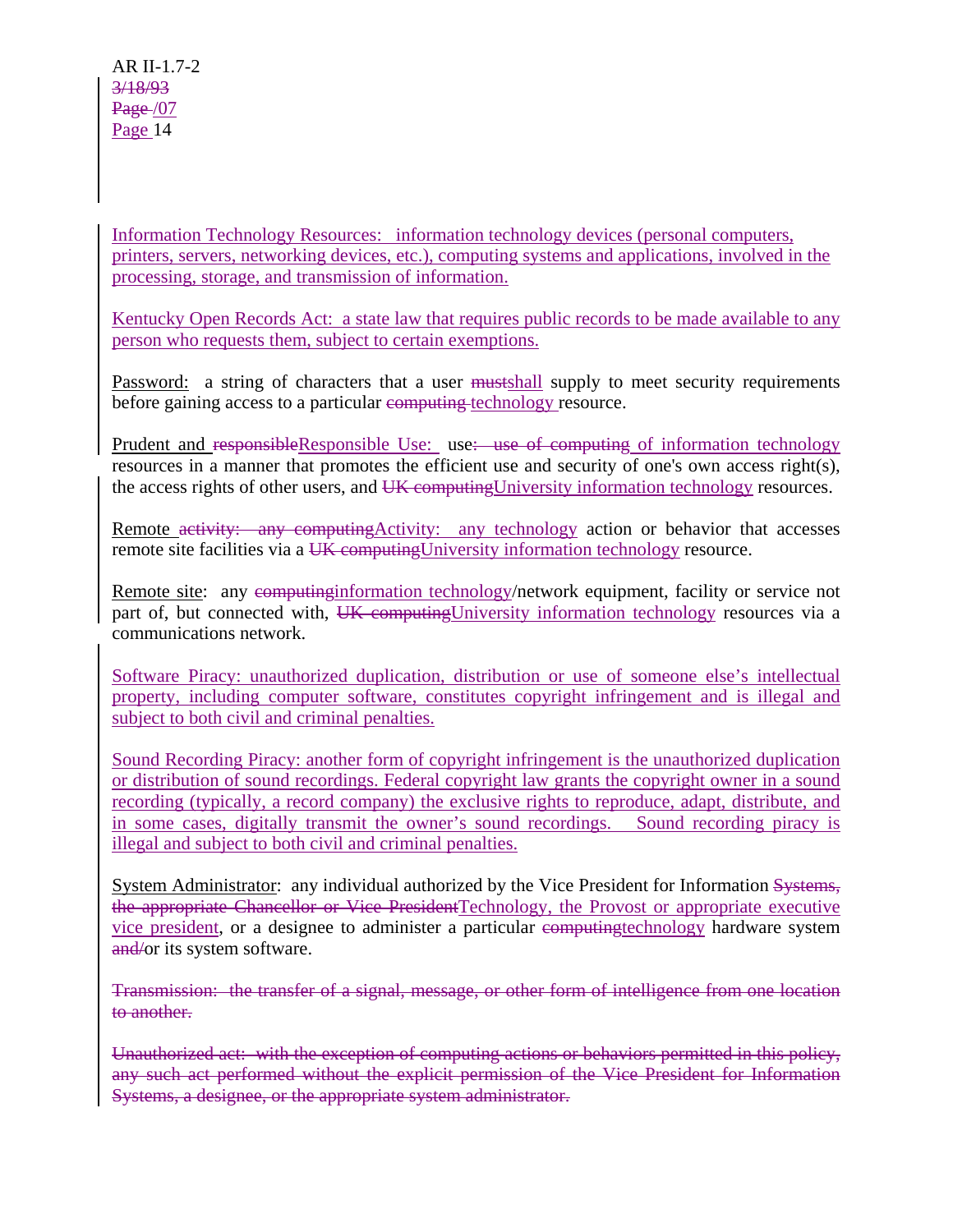Information Technology Resources: information technology devices (personal computers, printers, servers, networking devices, etc.), computing systems and applications, involved in the processing, storage, and transmission of information.

Kentucky Open Records Act: a state law that requires public records to be made available to any person who requests them, subject to certain exemptions.

Password: a string of characters that a user ~~must~~shall supply to meet security requirements before gaining access to a particular ~~computing~~ technology resource.

Prudent and ~~responsible~~Responsible Use: use~~: use of computing~~ of information technology resources in a manner that promotes the efficient use and security of one's own access right(s), the access rights of other users, and ~~UK computing~~University information technology resources.

Remote ~~activity: any computing~~Activity: any technology action or behavior that accesses remote site facilities via a ~~UK computing~~University information technology resource.

Remote site: any ~~computing~~information technology/network equipment, facility or service not part of, but connected with, ~~UK computing~~University information technology resources via a communications network.

Software Piracy: unauthorized duplication, distribution or use of someone else's intellectual property, including computer software, constitutes copyright infringement and is illegal and subject to both civil and criminal penalties.

Sound Recording Piracy: another form of copyright infringement is the unauthorized duplication or distribution of sound recordings. Federal copyright law grants the copyright owner in a sound recording (typically, a record company) the exclusive rights to reproduce, adapt, distribute, and in some cases, digitally transmit the owner's sound recordings. Sound recording piracy is illegal and subject to both civil and criminal penalties.

System Administrator: any individual authorized by the Vice President for Information ~~Systems, the appropriate Chancellor or Vice President~~Technology, the Provost or appropriate executive vice president, or a designee to administer a particular ~~computing~~technology hardware system ~~and/~~or its system software.

~~Transmission: the transfer of a signal, message, or other form of intelligence from one location to another.~~

~~Unauthorized act: with the exception of computing actions or behaviors permitted in this policy, any such act performed without the explicit permission of the Vice President for Information Systems, a designee, or the appropriate system administrator.~~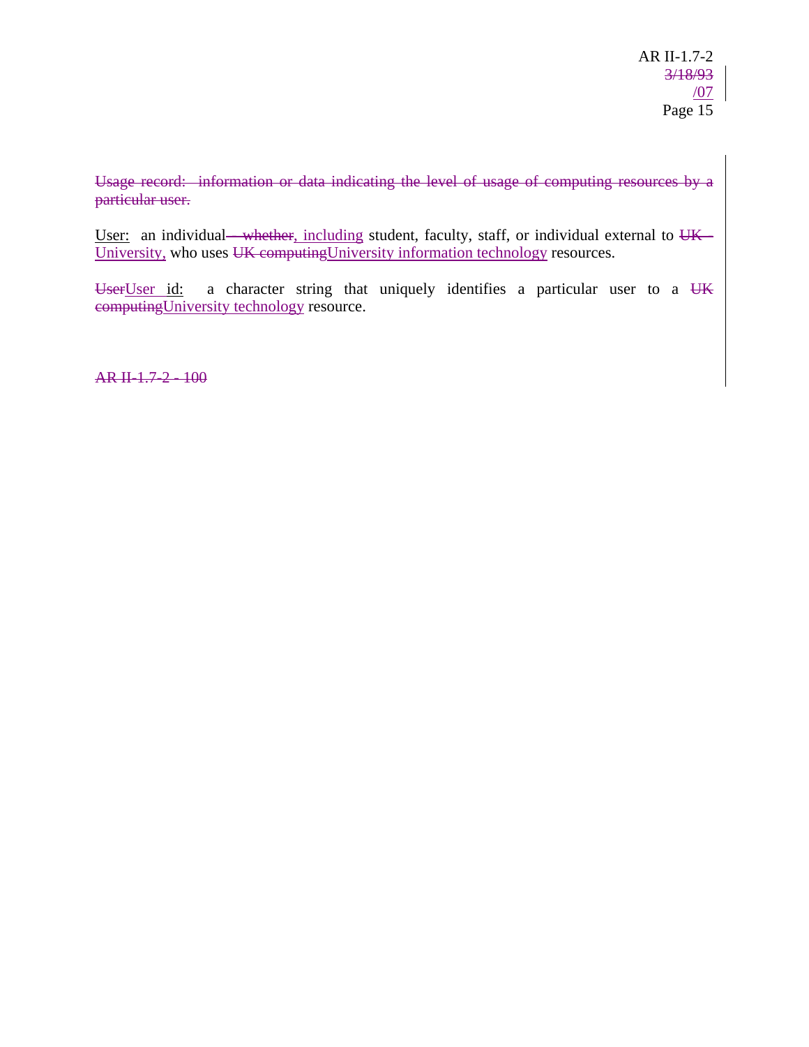~~Usage record: information or data indicating the level of usage of computing resources by a particular user.~~

User: an individual~~—whether~~, including student, faculty, staff, or individual external to ~~UK~~ University, who uses ~~UK computing~~University information technology resources.

~~User~~User id: a character string that uniquely identifies a particular user to a ~~UK computing~~University technology resource.

~~AR II-1.7-2 - 100~~